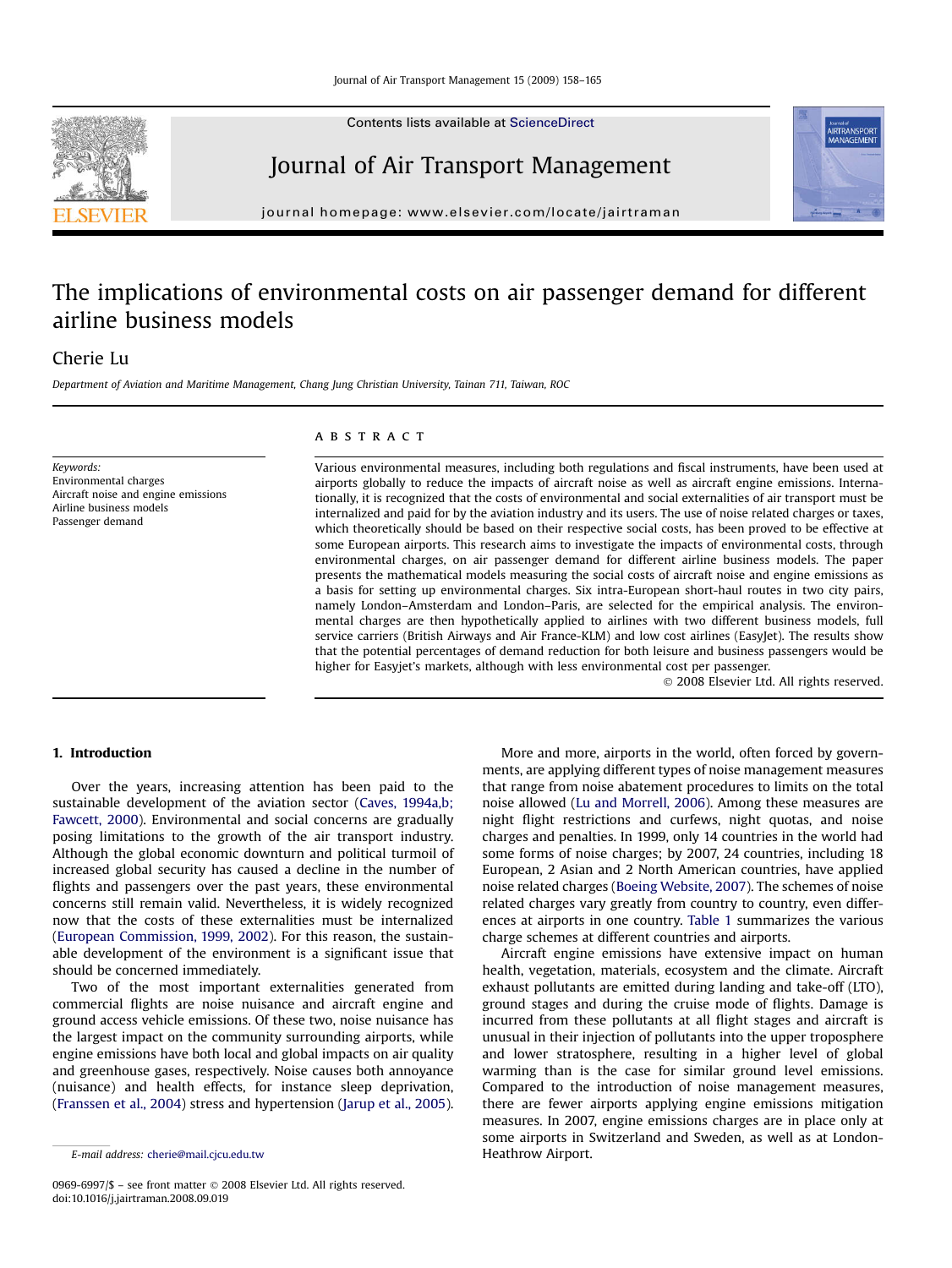Contents lists available at ScienceDirect

# Journal of Air Transport Management

journal homepage: www.elsevier.com/locate/jairtraman

# The implications of environmental costs on air passenger demand for different airline business models

Cherie Lu

*Department of Aviation and Maritime Management, Chang Jung Christian University, Tainan 711, Taiwan, ROC*

*Keywords:*
Environmental charges
Aircraft noise and engine emissions
Airline business models
Passenger demand

## ABSTRACT

Various environmental measures, including both regulations and fiscal instruments, have been used at airports globally to reduce the impacts of aircraft noise as well as aircraft engine emissions. Internationally, it is recognized that the costs of environmental and social externalities of air transport must be internalized and paid for by the aviation industry and its users. The use of noise related charges or taxes, which theoretically should be based on their respective social costs, has been proved to be effective at some European airports. This research aims to investigate the impacts of environmental costs, through environmental charges, on air passenger demand for different airline business models. The paper presents the mathematical models measuring the social costs of aircraft noise and engine emissions as a basis for setting up environmental charges. Six intra-European short-haul routes in two city pairs, namely London–Amsterdam and London–Paris, are selected for the empirical analysis. The environmental charges are then hypothetically applied to airlines with two different business models, full service carriers (British Airways and Air France-KLM) and low cost airlines (EasyJet). The results show that the potential percentages of demand reduction for both leisure and business passengers would be higher for Easyjet's markets, although with less environmental cost per passenger.

© 2008 Elsevier Ltd. All rights reserved.

## 1. Introduction

Over the years, increasing attention has been paid to the sustainable development of the aviation sector (Caves, 1994a,b; Fawcett, 2000). Environmental and social concerns are gradually posing limitations to the growth of the air transport industry. Although the global economic downturn and political turmoil of increased global security has caused a decline in the number of flights and passengers over the past years, these environmental concerns still remain valid. Nevertheless, it is widely recognized now that the costs of these externalities must be internalized (European Commission, 1999, 2002). For this reason, the sustainable development of the environment is a significant issue that should be concerned immediately.

Two of the most important externalities generated from commercial flights are noise nuisance and aircraft engine and ground access vehicle emissions. Of these two, noise nuisance has the largest impact on the community surrounding airports, while engine emissions have both local and global impacts on air quality and greenhouse gases, respectively. Noise causes both annoyance (nuisance) and health effects, for instance sleep deprivation, (Franssen et al., 2004) stress and hypertension (Jarup et al., 2005).

More and more, airports in the world, often forced by governments, are applying different types of noise management measures that range from noise abatement procedures to limits on the total noise allowed (Lu and Morrell, 2006). Among these measures are night flight restrictions and curfews, night quotas, and noise charges and penalties. In 1999, only 14 countries in the world had some forms of noise charges; by 2007, 24 countries, including 18 European, 2 Asian and 2 North American countries, have applied noise related charges (Boeing Website, 2007). The schemes of noise related charges vary greatly from country to country, even differences at airports in one country. Table 1 summarizes the various charge schemes at different countries and airports.

Aircraft engine emissions have extensive impact on human health, vegetation, materials, ecosystem and the climate. Aircraft exhaust pollutants are emitted during landing and take-off (LTO), ground stages and during the cruise mode of flights. Damage is incurred from these pollutants at all flight stages and aircraft is unusual in their injection of pollutants into the upper troposphere and lower stratosphere, resulting in a higher level of global warming than is the case for similar ground level emissions. Compared to the introduction of noise management measures, there are fewer airports applying engine emissions mitigation measures. In 2007, engine emissions charges are in place only at some airports in Switzerland and Sweden, as well as at London-Heathrow Airport.

E-mail address: cherie@mail.cjcu.edu.tw

0969-6997/$ – see front matter © 2008 Elsevier Ltd. All rights reserved.
doi:10.1016/j.jairtraman.2008.09.019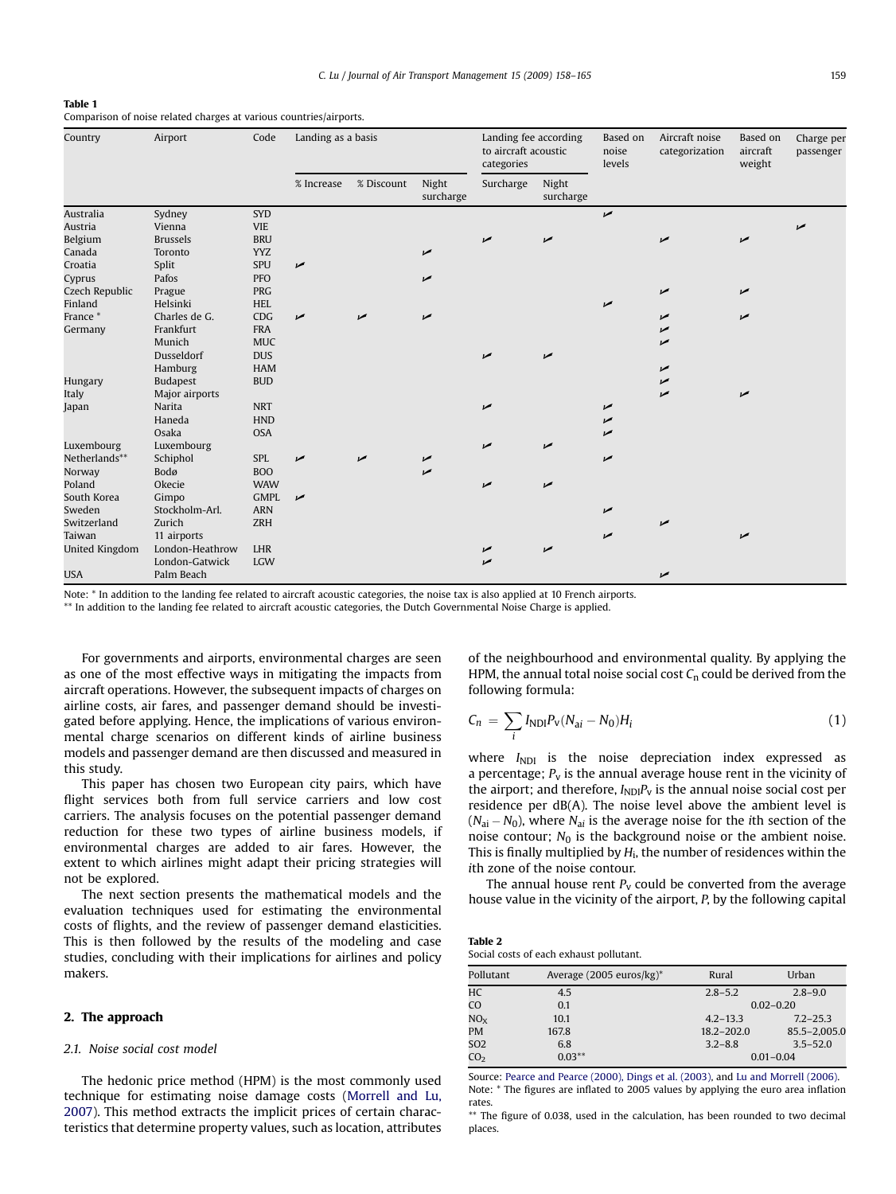**Table 1**
Comparison of noise related charges at various countries/airports.

| Country | Airport | Code | Landing as a basis | | | Landing fee according to aircraft acoustic categories | | Based on noise levels | Aircraft noise categorization | Based on aircraft weight | Charge per passenger |
|---|---|---|---|---|---|---|---|---|---|---|---|
| | | | % Increase | % Discount | Night surcharge | Surcharge | Night surcharge | | | | |
| Australia | Sydney | SYD | | | | | | ✓ | | | |
| Austria | Vienna | VIE | | | | | | | | | ✓ |
| Belgium | Brussels | BRU | | | | ✓ | ✓ | | ✓ | ✓ | |
| Canada | Toronto | YYZ | | | ✓ | | | | | | |
| Croatia | Split | SPU | ✓ | | | | | | | | |
| Cyprus | Pafos | PFO | | | ✓ | | | | | | |
| Czech Republic | Prague | PRG | | | | | | | ✓ | ✓ | |
| Finland | Helsinki | HEL | | | | | | ✓ | | | |
| France * | Charles de G. | CDG | ✓ | ✓ | ✓ | | | | ✓ | ✓ | |
| Germany | Frankfurt | FRA | | | | | | | ✓ | | |
| | Munich | MUC | | | | | | | ✓ | | |
| | Dusseldorf | DUS | | | | ✓ | ✓ | | | | |
| | Hamburg | HAM | | | | | | | ✓ | | |
| Hungary | Budapest | BUD | | | | | | | ✓ | | |
| Italy | Major airports | | | | | | | | ✓ | ✓ | |
| Japan | Narita | NRT | | | | ✓ | | ✓ | | | |
| | Haneda | HND | | | | | | ✓ | | | |
| | Osaka | OSA | | | | | | ✓ | | | |
| Luxembourg | Luxembourg | | | | | ✓ | ✓ | | | | |
| Netherlands** | Schiphol | SPL | ✓ | ✓ | ✓ | | | ✓ | | | |
| Norway | Bodø | BOO | | | ✓ | | | | | | |
| Poland | Okecie | WAW | | | | ✓ | ✓ | | | | |
| South Korea | Gimpo | GMPL | ✓ | | | | | | | | |
| Sweden | Stockholm-Arl. | ARN | | | | | | ✓ | | | |
| Switzerland | Zurich | ZRH | | | | | | | ✓ | | |
| Taiwan | 11 airports | | | | | | | ✓ | | ✓ | |
| United Kingdom | London-Heathrow | LHR | | | | ✓ | ✓ | | | | |
| | London-Gatwick | LGW | | | | ✓ | | | | | |
| USA | Palm Beach | | | | | | | | ✓ | | |

Note: * In addition to the landing fee related to aircraft acoustic categories, the noise tax is also applied at 10 French airports.
** In addition to the landing fee related to aircraft acoustic categories, the Dutch Governmental Noise Charge is applied.

For governments and airports, environmental charges are seen as one of the most effective ways in mitigating the impacts from aircraft operations. However, the subsequent impacts of charges on airline costs, air fares, and passenger demand should be investigated before applying. Hence, the implications of various environmental charge scenarios on different kinds of airline business models and passenger demand are then discussed and measured in this study.

This paper has chosen two European city pairs, which have flight services both from full service carriers and low cost carriers. The analysis focuses on the potential passenger demand reduction for these two types of airline business models, if environmental charges are added to air fares. However, the extent to which airlines might adapt their pricing strategies will not be explored.

The next section presents the mathematical models and the evaluation techniques used for estimating the environmental costs of flights, and the review of passenger demand elasticities. This is then followed by the results of the modeling and case studies, concluding with their implications for airlines and policy makers.

## 2. The approach

### 2.1. Noise social cost model

The hedonic price method (HPM) is the most commonly used technique for estimating noise damage costs (Morrell and Lu, 2007). This method extracts the implicit prices of certain characteristics that determine property values, such as location, attributes of the neighbourhood and environmental quality. By applying the HPM, the annual total noise social cost $C_n$ could be derived from the following formula:

$$C_n = \sum_i I_{NDI} P_v (N_{ai} - N_0) H_i \tag{1}$$

where $I_{NDI}$ is the noise depreciation index expressed as a percentage; $P_v$ is the annual average house rent in the vicinity of the airport; and therefore, $I_{NDI}P_v$ is the annual noise social cost per residence per dB(A). The noise level above the ambient level is $(N_{ai} - N_0)$, where $N_{ai}$ is the average noise for the $i$th section of the noise contour; $N_0$ is the background noise or the ambient noise. This is finally multiplied by $H_i$, the number of residences within the $i$th zone of the noise contour.

The annual house rent $P_v$ could be converted from the average house value in the vicinity of the airport, $P$, by the following capital

**Table 2**
Social costs of each exhaust pollutant.

| Pollutant | Average (2005 euros/kg)* | Rural | Urban |
|---|---|---|---|
| HC | 4.5 | 2.8–5.2 | 2.8–9.0 |
| CO | 0.1 | 0.02–0.20 | |
| $NO_X$ | 10.1 | 4.2–13.3 | 7.2–25.3 |
| PM | 167.8 | 18.2–202.0 | 85.5–2,005.0 |
| SO2 | 6.8 | 3.2–8.8 | 3.5–52.0 |
| $CO_2$ | 0.03** | 0.01–0.04 | |

Source: Pearce and Pearce (2000), Dings et al. (2003), and Lu and Morrell (2006).
Note: * The figures are inflated to 2005 values by applying the euro area inflation rates.
** The figure of 0.038, used in the calculation, has been rounded to two decimal places.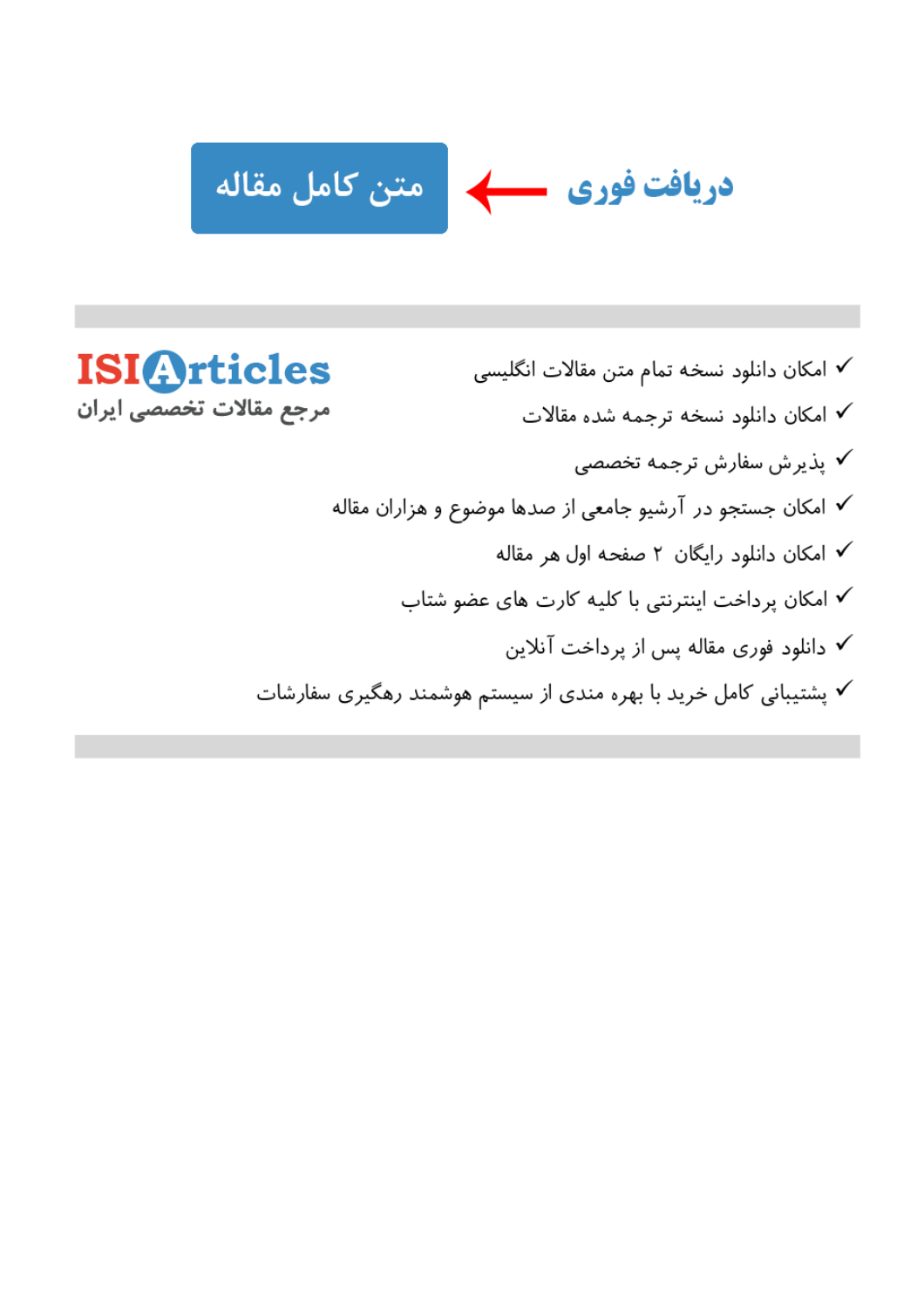دریافت فوری ← متن کامل مقاله

**ISIArticles**
مرجع مقالات تخصصی ایران

- ✓ امکان دانلود نسخه تمام متن مقالات انگلیسی
- ✓ امکان دانلود نسخه ترجمه شده مقالات
- ✓ پذیرش سفارش ترجمه تخصصی
- ✓ امکان جستجو در آرشیو جامعی از صدها موضوع و هزاران مقاله
- ✓ امکان دانلود رایگان ۲ صفحه اول هر مقاله
- ✓ امکان پرداخت اینترنتی با کلیه کارت های عضو شتاب
- ✓ دانلود فوری مقاله پس از پرداخت آنلاین
- ✓ پشتیبانی کامل خرید با بهره مندی از سیستم هوشمند رهگیری سفارشات